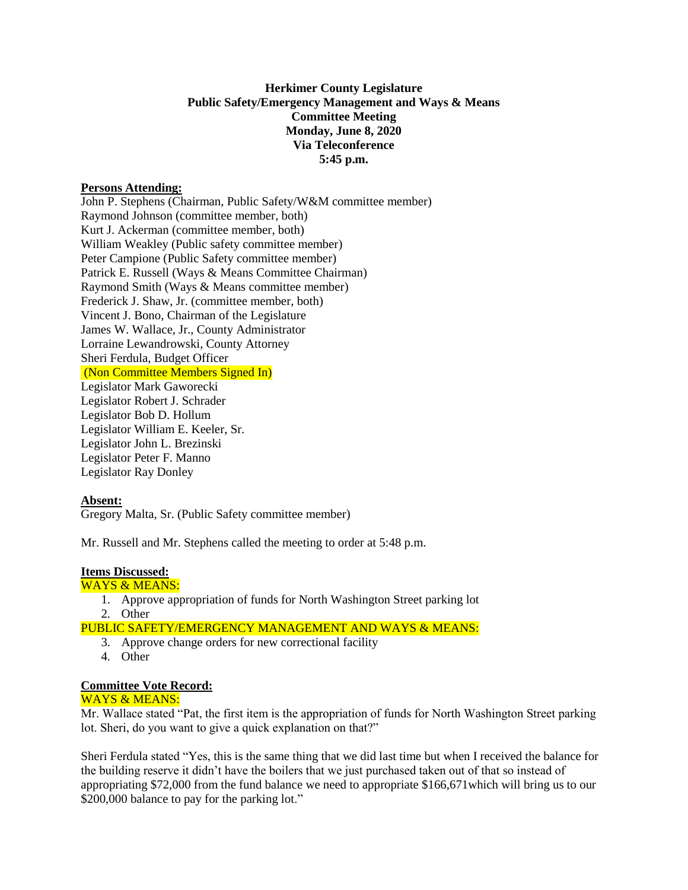**Herkimer County Legislature**
**Public Safety/Emergency Management and Ways & Means**
**Committee Meeting**
**Monday, June 8, 2020**
**Via Teleconference**
**5:45 p.m.**

**Persons Attending:**

John P. Stephens (Chairman, Public Safety/W&M committee member)
Raymond Johnson (committee member, both)
Kurt J. Ackerman (committee member, both)
William Weakley (Public safety committee member)
Peter Campione (Public Safety committee member)
Patrick E. Russell (Ways & Means Committee Chairman)
Raymond Smith (Ways & Means committee member)
Frederick J. Shaw, Jr. (committee member, both)
Vincent J. Bono, Chairman of the Legislature
James W. Wallace, Jr., County Administrator
Lorraine Lewandrowski, County Attorney
Sheri Ferdula, Budget Officer
(Non Committee Members Signed In)
Legislator Mark Gaworecki
Legislator Robert J. Schrader
Legislator Bob D. Hollum
Legislator William E. Keeler, Sr.
Legislator John L. Brezinski
Legislator Peter F. Manno
Legislator Ray Donley

**Absent:**

Gregory Malta, Sr. (Public Safety committee member)

Mr. Russell and Mr. Stephens called the meeting to order at 5:48 p.m.

**Items Discussed:**

WAYS & MEANS:

1. Approve appropriation of funds for North Washington Street parking lot
2. Other

PUBLIC SAFETY/EMERGENCY MANAGEMENT AND WAYS & MEANS:

3. Approve change orders for new correctional facility
4. Other

**Committee Vote Record:**

WAYS & MEANS:

Mr. Wallace stated "Pat, the first item is the appropriation of funds for North Washington Street parking lot. Sheri, do you want to give a quick explanation on that?"

Sheri Ferdula stated "Yes, this is the same thing that we did last time but when I received the balance for the building reserve it didn't have the boilers that we just purchased taken out of that so instead of appropriating $72,000 from the fund balance we need to appropriate $166,671which will bring us to our $200,000 balance to pay for the parking lot."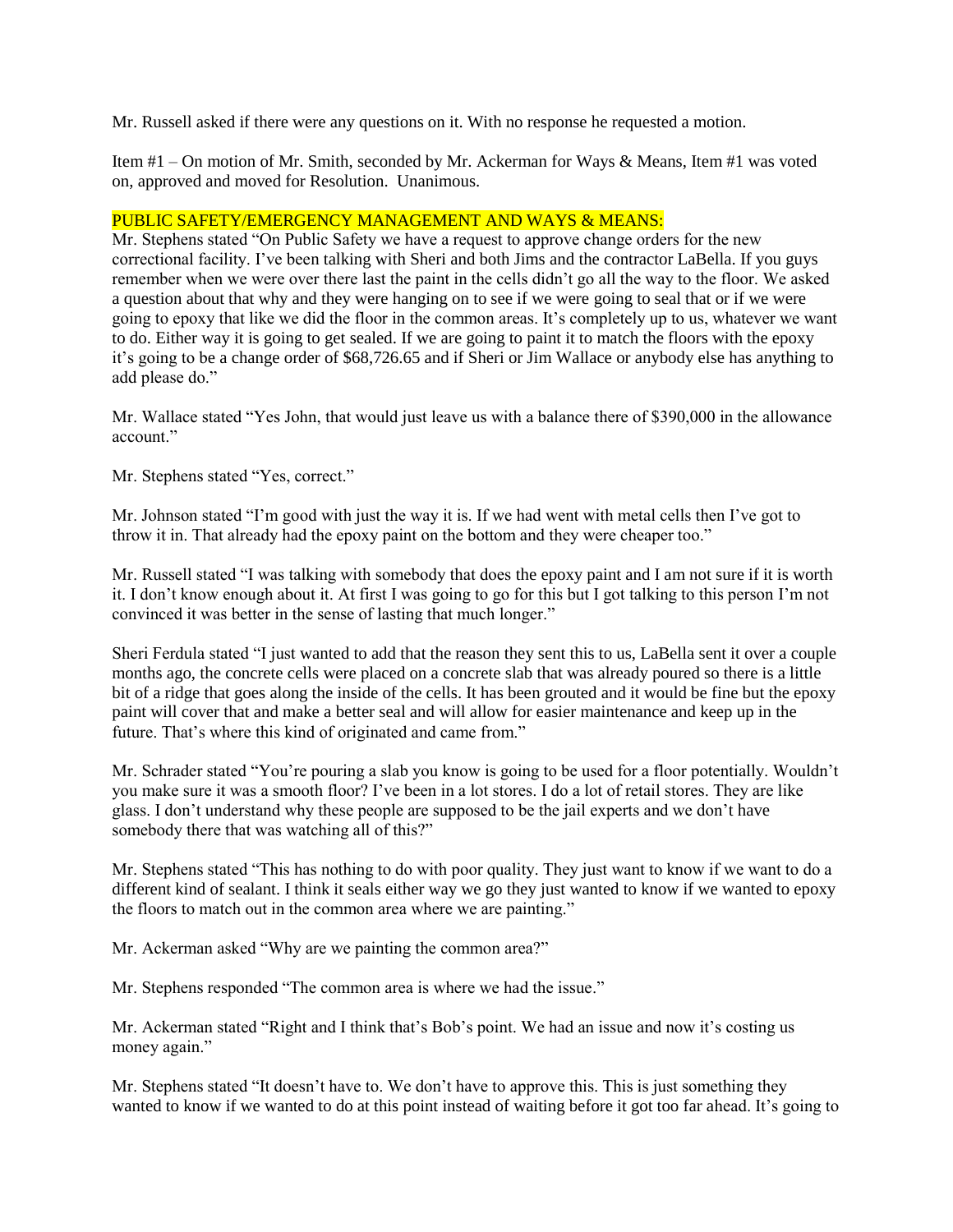Mr. Russell asked if there were any questions on it. With no response he requested a motion.

Item #1 – On motion of Mr. Smith, seconded by Mr. Ackerman for Ways & Means, Item #1 was voted on, approved and moved for Resolution. Unanimous.

PUBLIC SAFETY/EMERGENCY MANAGEMENT AND WAYS & MEANS:

Mr. Stephens stated "On Public Safety we have a request to approve change orders for the new correctional facility. I've been talking with Sheri and both Jims and the contractor LaBella. If you guys remember when we were over there last the paint in the cells didn't go all the way to the floor. We asked a question about that why and they were hanging on to see if we were going to seal that or if we were going to epoxy that like we did the floor in the common areas. It's completely up to us, whatever we want to do. Either way it is going to get sealed. If we are going to paint it to match the floors with the epoxy it's going to be a change order of $68,726.65 and if Sheri or Jim Wallace or anybody else has anything to add please do."

Mr. Wallace stated "Yes John, that would just leave us with a balance there of $390,000 in the allowance account."

Mr. Stephens stated "Yes, correct."

Mr. Johnson stated "I'm good with just the way it is. If we had went with metal cells then I've got to throw it in. That already had the epoxy paint on the bottom and they were cheaper too."

Mr. Russell stated "I was talking with somebody that does the epoxy paint and I am not sure if it is worth it. I don't know enough about it. At first I was going to go for this but I got talking to this person I'm not convinced it was better in the sense of lasting that much longer."

Sheri Ferdula stated "I just wanted to add that the reason they sent this to us, LaBella sent it over a couple months ago, the concrete cells were placed on a concrete slab that was already poured so there is a little bit of a ridge that goes along the inside of the cells. It has been grouted and it would be fine but the epoxy paint will cover that and make a better seal and will allow for easier maintenance and keep up in the future. That's where this kind of originated and came from."

Mr. Schrader stated "You're pouring a slab you know is going to be used for a floor potentially. Wouldn't you make sure it was a smooth floor? I've been in a lot stores. I do a lot of retail stores. They are like glass. I don't understand why these people are supposed to be the jail experts and we don't have somebody there that was watching all of this?"

Mr. Stephens stated "This has nothing to do with poor quality. They just want to know if we want to do a different kind of sealant. I think it seals either way we go they just wanted to know if we wanted to epoxy the floors to match out in the common area where we are painting."

Mr. Ackerman asked "Why are we painting the common area?"

Mr. Stephens responded "The common area is where we had the issue."

Mr. Ackerman stated "Right and I think that's Bob's point. We had an issue and now it's costing us money again."

Mr. Stephens stated "It doesn't have to. We don't have to approve this. This is just something they wanted to know if we wanted to do at this point instead of waiting before it got too far ahead. It's going to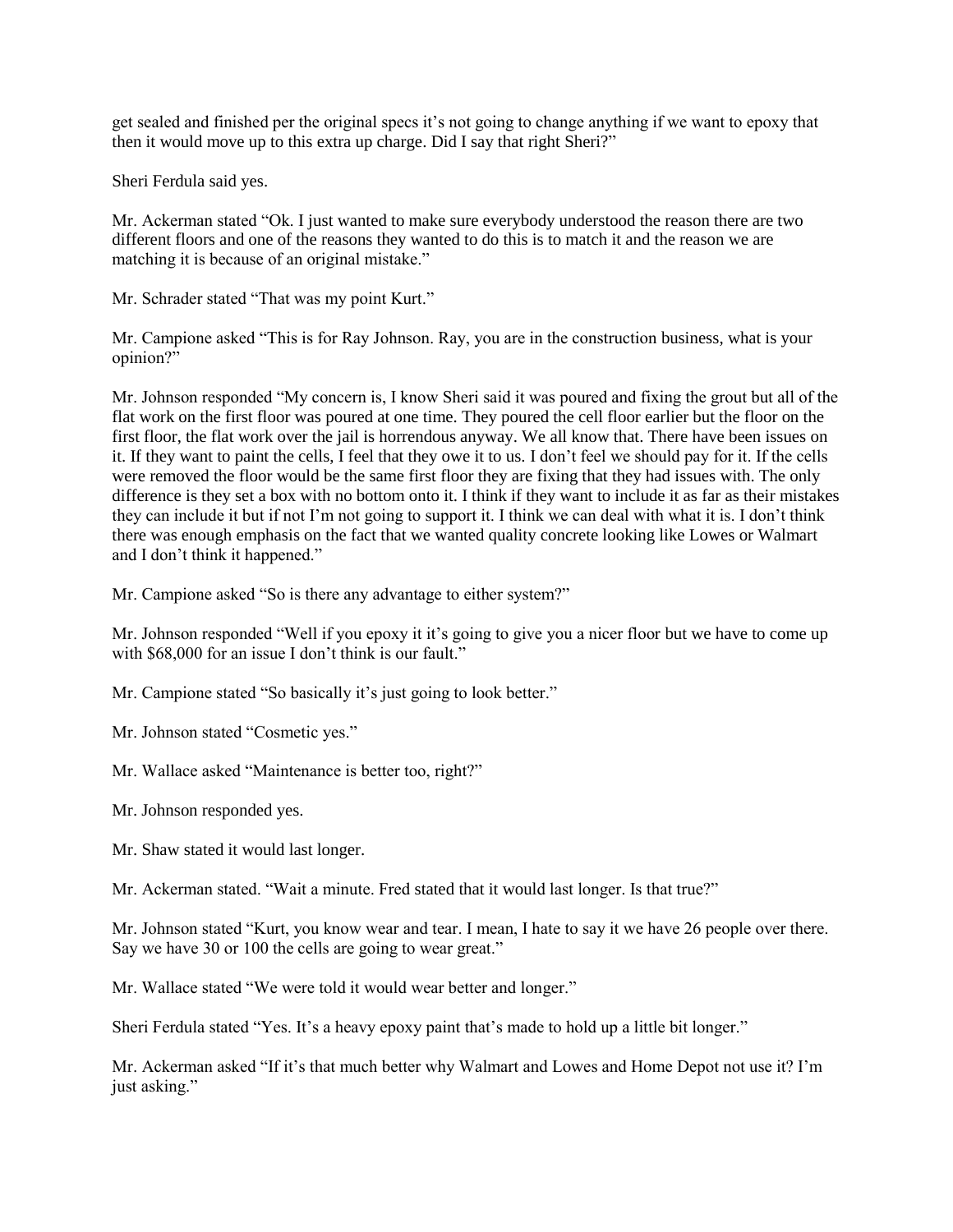get sealed and finished per the original specs it's not going to change anything if we want to epoxy that then it would move up to this extra up charge. Did I say that right Sheri?"

Sheri Ferdula said yes.

Mr. Ackerman stated "Ok. I just wanted to make sure everybody understood the reason there are two different floors and one of the reasons they wanted to do this is to match it and the reason we are matching it is because of an original mistake."

Mr. Schrader stated "That was my point Kurt."

Mr. Campione asked "This is for Ray Johnson. Ray, you are in the construction business, what is your opinion?"

Mr. Johnson responded "My concern is, I know Sheri said it was poured and fixing the grout but all of the flat work on the first floor was poured at one time. They poured the cell floor earlier but the floor on the first floor, the flat work over the jail is horrendous anyway. We all know that. There have been issues on it. If they want to paint the cells, I feel that they owe it to us. I don't feel we should pay for it. If the cells were removed the floor would be the same first floor they are fixing that they had issues with. The only difference is they set a box with no bottom onto it. I think if they want to include it as far as their mistakes they can include it but if not I'm not going to support it. I think we can deal with what it is. I don't think there was enough emphasis on the fact that we wanted quality concrete looking like Lowes or Walmart and I don't think it happened."

Mr. Campione asked "So is there any advantage to either system?"

Mr. Johnson responded "Well if you epoxy it it's going to give you a nicer floor but we have to come up with $68,000 for an issue I don't think is our fault."

Mr. Campione stated "So basically it's just going to look better."

Mr. Johnson stated "Cosmetic yes."

Mr. Wallace asked "Maintenance is better too, right?"

Mr. Johnson responded yes.

Mr. Shaw stated it would last longer.

Mr. Ackerman stated. "Wait a minute. Fred stated that it would last longer. Is that true?"

Mr. Johnson stated "Kurt, you know wear and tear. I mean, I hate to say it we have 26 people over there. Say we have 30 or 100 the cells are going to wear great."

Mr. Wallace stated "We were told it would wear better and longer."

Sheri Ferdula stated "Yes. It's a heavy epoxy paint that's made to hold up a little bit longer."

Mr. Ackerman asked "If it's that much better why Walmart and Lowes and Home Depot not use it? I'm just asking."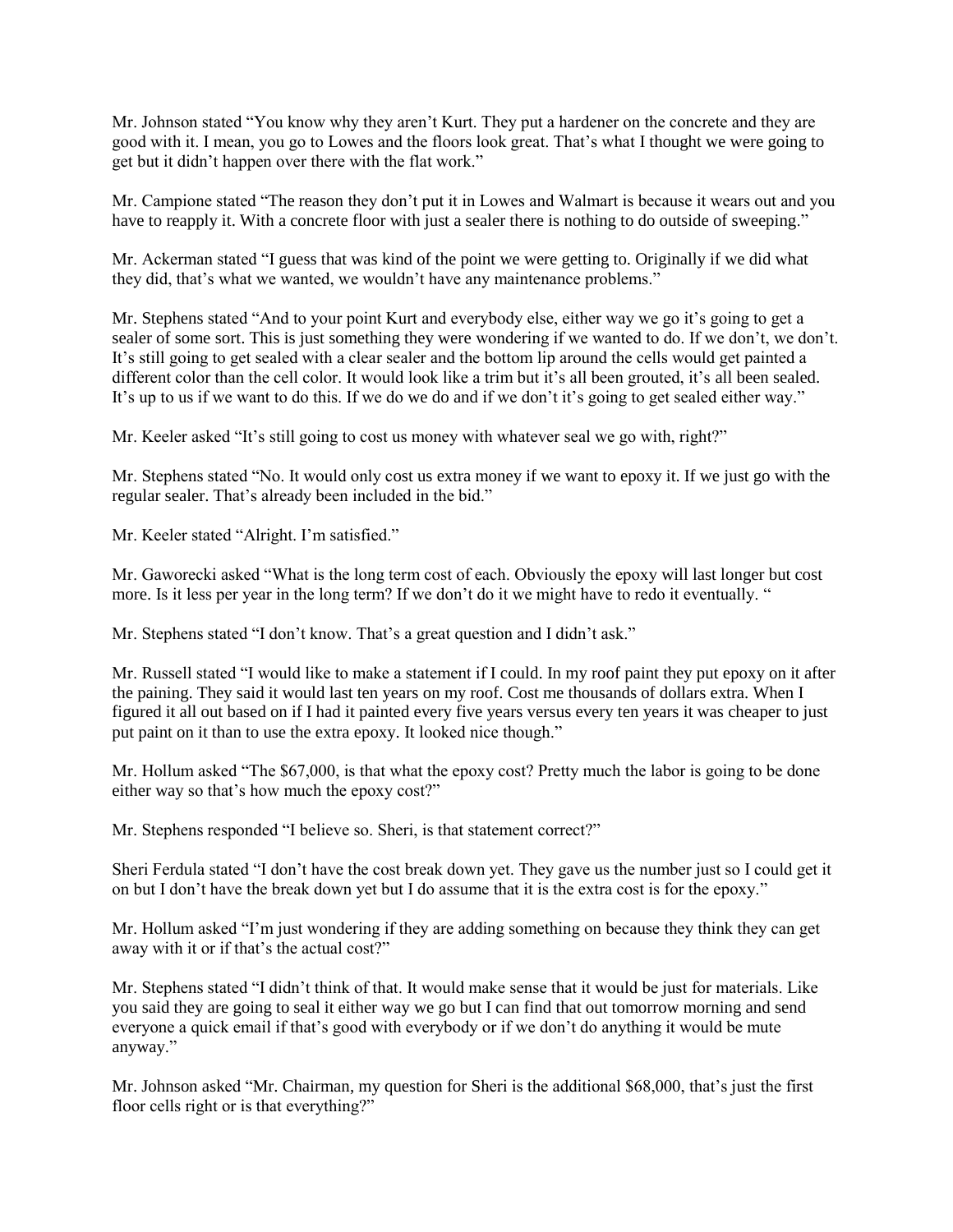Mr. Johnson stated "You know why they aren't Kurt. They put a hardener on the concrete and they are good with it. I mean, you go to Lowes and the floors look great. That's what I thought we were going to get but it didn't happen over there with the flat work."

Mr. Campione stated "The reason they don't put it in Lowes and Walmart is because it wears out and you have to reapply it. With a concrete floor with just a sealer there is nothing to do outside of sweeping."

Mr. Ackerman stated "I guess that was kind of the point we were getting to. Originally if we did what they did, that's what we wanted, we wouldn't have any maintenance problems."

Mr. Stephens stated "And to your point Kurt and everybody else, either way we go it's going to get a sealer of some sort. This is just something they were wondering if we wanted to do. If we don't, we don't. It's still going to get sealed with a clear sealer and the bottom lip around the cells would get painted a different color than the cell color. It would look like a trim but it's all been grouted, it's all been sealed. It's up to us if we want to do this. If we do we do and if we don't it's going to get sealed either way."

Mr. Keeler asked "It's still going to cost us money with whatever seal we go with, right?"

Mr. Stephens stated "No. It would only cost us extra money if we want to epoxy it. If we just go with the regular sealer. That's already been included in the bid."

Mr. Keeler stated "Alright. I'm satisfied."

Mr. Gaworecki asked "What is the long term cost of each. Obviously the epoxy will last longer but cost more. Is it less per year in the long term? If we don't do it we might have to redo it eventually. "

Mr. Stephens stated "I don't know. That's a great question and I didn't ask."

Mr. Russell stated "I would like to make a statement if I could. In my roof paint they put epoxy on it after the paining. They said it would last ten years on my roof. Cost me thousands of dollars extra. When I figured it all out based on if I had it painted every five years versus every ten years it was cheaper to just put paint on it than to use the extra epoxy. It looked nice though."

Mr. Hollum asked "The $67,000, is that what the epoxy cost? Pretty much the labor is going to be done either way so that's how much the epoxy cost?"

Mr. Stephens responded "I believe so. Sheri, is that statement correct?"

Sheri Ferdula stated "I don't have the cost break down yet. They gave us the number just so I could get it on but I don't have the break down yet but I do assume that it is the extra cost is for the epoxy."

Mr. Hollum asked "I'm just wondering if they are adding something on because they think they can get away with it or if that's the actual cost?"

Mr. Stephens stated "I didn't think of that. It would make sense that it would be just for materials. Like you said they are going to seal it either way we go but I can find that out tomorrow morning and send everyone a quick email if that's good with everybody or if we don't do anything it would be mute anyway."

Mr. Johnson asked "Mr. Chairman, my question for Sheri is the additional $68,000, that's just the first floor cells right or is that everything?"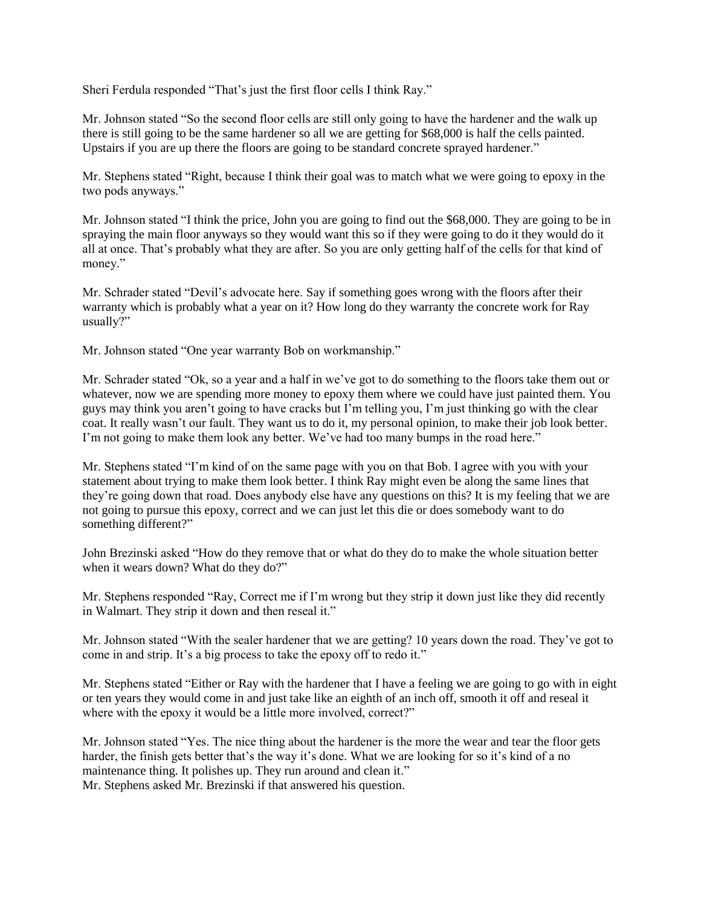Sheri Ferdula responded "That's just the first floor cells I think Ray."

Mr. Johnson stated "So the second floor cells are still only going to have the hardener and the walk up there is still going to be the same hardener so all we are getting for $68,000 is half the cells painted. Upstairs if you are up there the floors are going to be standard concrete sprayed hardener."

Mr. Stephens stated "Right, because I think their goal was to match what we were going to epoxy in the two pods anyways."

Mr. Johnson stated "I think the price, John you are going to find out the $68,000. They are going to be in spraying the main floor anyways so they would want this so if they were going to do it they would do it all at once. That's probably what they are after. So you are only getting half of the cells for that kind of money."

Mr. Schrader stated "Devil's advocate here. Say if something goes wrong with the floors after their warranty which is probably what a year on it? How long do they warranty the concrete work for Ray usually?"

Mr. Johnson stated "One year warranty Bob on workmanship."

Mr. Schrader stated "Ok, so a year and a half in we've got to do something to the floors take them out or whatever, now we are spending more money to epoxy them where we could have just painted them. You guys may think you aren't going to have cracks but I'm telling you, I'm just thinking go with the clear coat. It really wasn't our fault. They want us to do it, my personal opinion, to make their job look better. I'm not going to make them look any better. We've had too many bumps in the road here."

Mr. Stephens stated "I'm kind of on the same page with you on that Bob. I agree with you with your statement about trying to make them look better. I think Ray might even be along the same lines that they're going down that road. Does anybody else have any questions on this? It is my feeling that we are not going to pursue this epoxy, correct and we can just let this die or does somebody want to do something different?"

John Brezinski asked "How do they remove that or what do they do to make the whole situation better when it wears down? What do they do?"

Mr. Stephens responded "Ray, Correct me if I'm wrong but they strip it down just like they did recently in Walmart. They strip it down and then reseal it."

Mr. Johnson stated "With the sealer hardener that we are getting? 10 years down the road. They've got to come in and strip. It's a big process to take the epoxy off to redo it."

Mr. Stephens stated "Either or Ray with the hardener that I have a feeling we are going to go with in eight or ten years they would come in and just take like an eighth of an inch off, smooth it off and reseal it where with the epoxy it would be a little more involved, correct?"

Mr. Johnson stated "Yes. The nice thing about the hardener is the more the wear and tear the floor gets harder, the finish gets better that's the way it's done. What we are looking for so it's kind of a no maintenance thing. It polishes up. They run around and clean it."

Mr. Stephens asked Mr. Brezinski if that answered his question.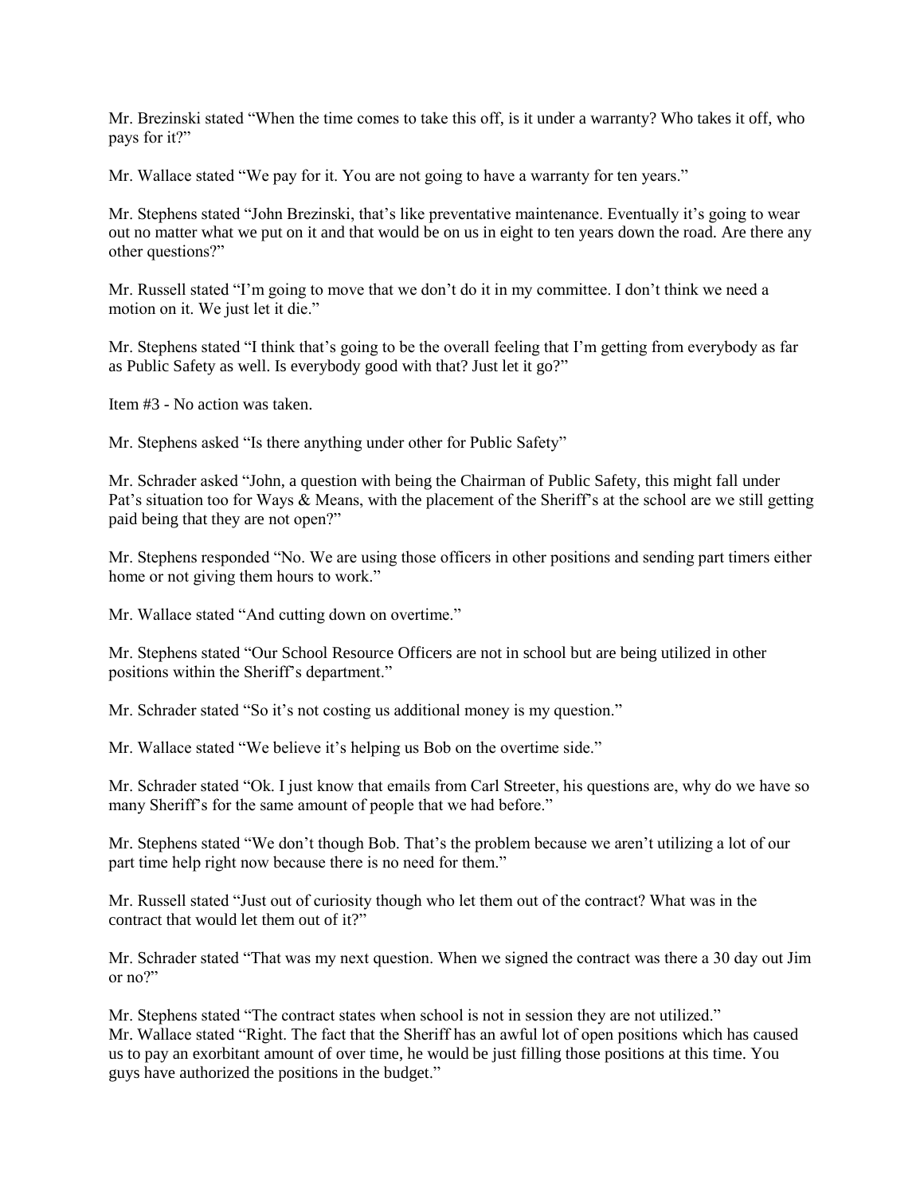Mr. Brezinski stated "When the time comes to take this off, is it under a warranty? Who takes it off, who pays for it?"

Mr. Wallace stated "We pay for it. You are not going to have a warranty for ten years."

Mr. Stephens stated "John Brezinski, that's like preventative maintenance. Eventually it's going to wear out no matter what we put on it and that would be on us in eight to ten years down the road. Are there any other questions?"

Mr. Russell stated "I'm going to move that we don't do it in my committee. I don't think we need a motion on it. We just let it die."

Mr. Stephens stated "I think that's going to be the overall feeling that I'm getting from everybody as far as Public Safety as well. Is everybody good with that? Just let it go?"

Item #3 - No action was taken.

Mr. Stephens asked "Is there anything under other for Public Safety"

Mr. Schrader asked "John, a question with being the Chairman of Public Safety, this might fall under Pat's situation too for Ways & Means, with the placement of the Sheriff's at the school are we still getting paid being that they are not open?"

Mr. Stephens responded "No. We are using those officers in other positions and sending part timers either home or not giving them hours to work."

Mr. Wallace stated "And cutting down on overtime."

Mr. Stephens stated "Our School Resource Officers are not in school but are being utilized in other positions within the Sheriff's department."

Mr. Schrader stated "So it's not costing us additional money is my question."

Mr. Wallace stated "We believe it's helping us Bob on the overtime side."

Mr. Schrader stated "Ok. I just know that emails from Carl Streeter, his questions are, why do we have so many Sheriff's for the same amount of people that we had before."

Mr. Stephens stated "We don't though Bob. That's the problem because we aren't utilizing a lot of our part time help right now because there is no need for them."

Mr. Russell stated "Just out of curiosity though who let them out of the contract? What was in the contract that would let them out of it?"

Mr. Schrader stated "That was my next question. When we signed the contract was there a 30 day out Jim or no?"

Mr. Stephens stated "The contract states when school is not in session they are not utilized."
Mr. Wallace stated "Right. The fact that the Sheriff has an awful lot of open positions which has caused us to pay an exorbitant amount of over time, he would be just filling those positions at this time. You guys have authorized the positions in the budget."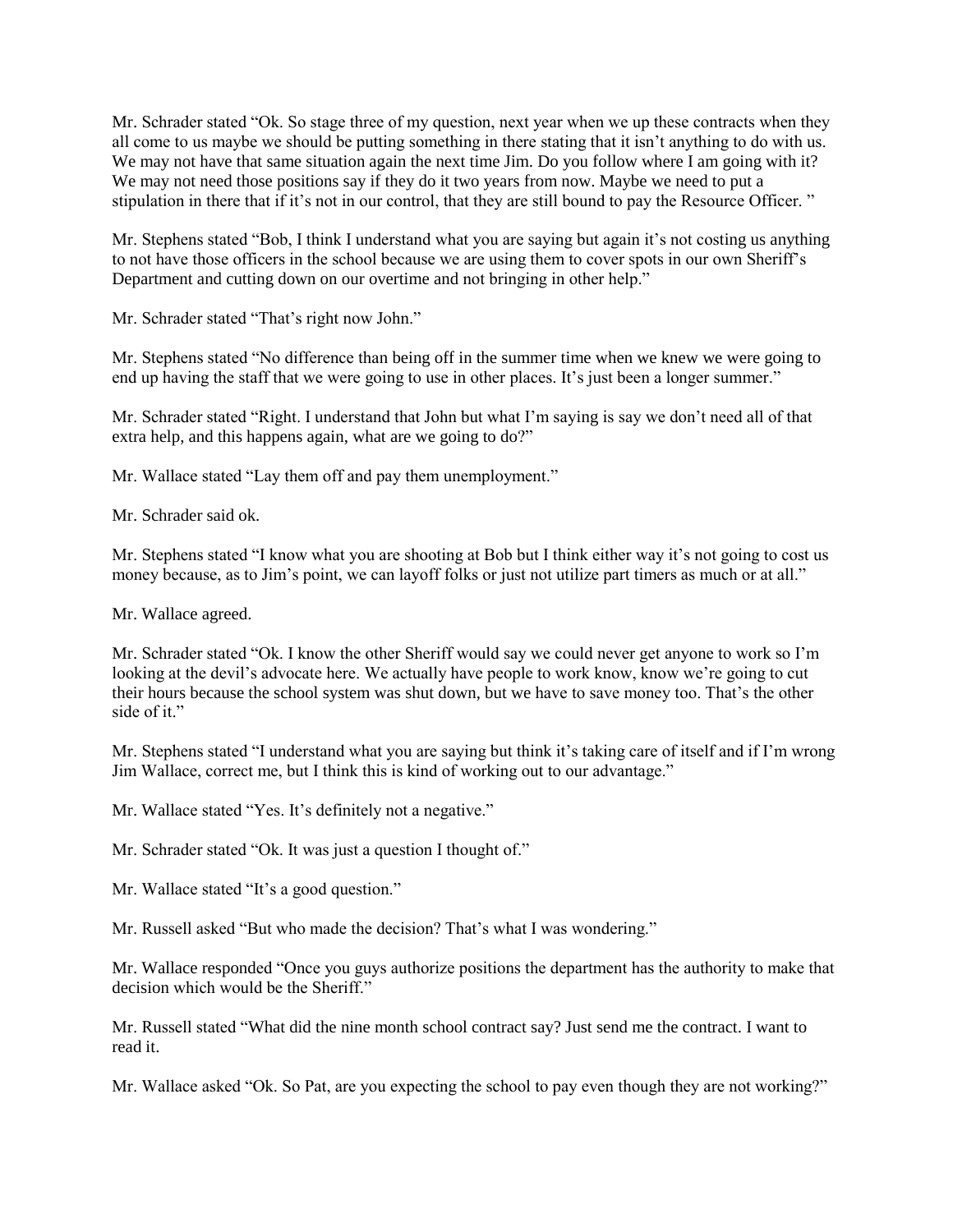Mr. Schrader stated “Ok. So stage three of my question, next year when we up these contracts when they all come to us maybe we should be putting something in there stating that it isn’t anything to do with us. We may not have that same situation again the next time Jim. Do you follow where I am going with it? We may not need those positions say if they do it two years from now. Maybe we need to put a stipulation in there that if it’s not in our control, that they are still bound to pay the Resource Officer. ”

Mr. Stephens stated “Bob, I think I understand what you are saying but again it’s not costing us anything to not have those officers in the school because we are using them to cover spots in our own Sheriff’s Department and cutting down on our overtime and not bringing in other help.”

Mr. Schrader stated “That’s right now John.”

Mr. Stephens stated “No difference than being off in the summer time when we knew we were going to end up having the staff that we were going to use in other places. It’s just been a longer summer.”

Mr. Schrader stated “Right. I understand that John but what I’m saying is say we don’t need all of that extra help, and this happens again, what are we going to do?”

Mr. Wallace stated “Lay them off and pay them unemployment.”

Mr. Schrader said ok.

Mr. Stephens stated “I know what you are shooting at Bob but I think either way it’s not going to cost us money because, as to Jim’s point, we can layoff folks or just not utilize part timers as much or at all.”

Mr. Wallace agreed.

Mr. Schrader stated “Ok. I know the other Sheriff would say we could never get anyone to work so I’m looking at the devil’s advocate here. We actually have people to work know, know we’re going to cut their hours because the school system was shut down, but we have to save money too. That’s the other side of it.”

Mr. Stephens stated “I understand what you are saying but think it’s taking care of itself and if I’m wrong Jim Wallace, correct me, but I think this is kind of working out to our advantage.”

Mr. Wallace stated “Yes. It’s definitely not a negative.”

Mr. Schrader stated “Ok. It was just a question I thought of.”

Mr. Wallace stated “It’s a good question.”

Mr. Russell asked “But who made the decision? That’s what I was wondering.”

Mr. Wallace responded “Once you guys authorize positions the department has the authority to make that decision which would be the Sheriff.”

Mr. Russell stated “What did the nine month school contract say? Just send me the contract. I want to read it.

Mr. Wallace asked “Ok. So Pat, are you expecting the school to pay even though they are not working?”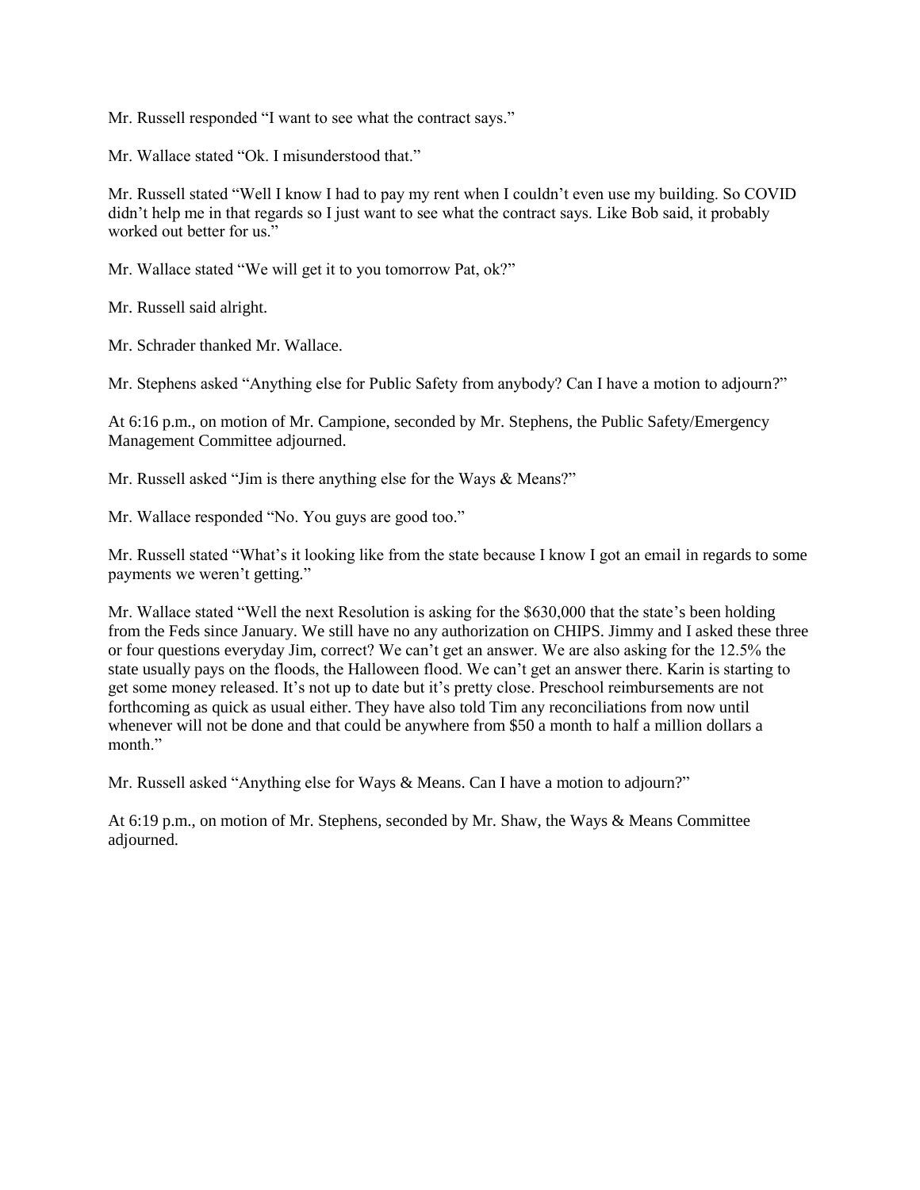Mr. Russell responded "I want to see what the contract says."

Mr. Wallace stated "Ok. I misunderstood that."

Mr. Russell stated "Well I know I had to pay my rent when I couldn't even use my building. So COVID didn't help me in that regards so I just want to see what the contract says. Like Bob said, it probably worked out better for us."

Mr. Wallace stated "We will get it to you tomorrow Pat, ok?"

Mr. Russell said alright.

Mr. Schrader thanked Mr. Wallace.

Mr. Stephens asked "Anything else for Public Safety from anybody? Can I have a motion to adjourn?"

At 6:16 p.m., on motion of Mr. Campione, seconded by Mr. Stephens, the Public Safety/Emergency Management Committee adjourned.

Mr. Russell asked "Jim is there anything else for the Ways & Means?"

Mr. Wallace responded "No. You guys are good too."

Mr. Russell stated "What's it looking like from the state because I know I got an email in regards to some payments we weren't getting."

Mr. Wallace stated "Well the next Resolution is asking for the $630,000 that the state's been holding from the Feds since January. We still have no any authorization on CHIPS. Jimmy and I asked these three or four questions everyday Jim, correct? We can't get an answer. We are also asking for the 12.5% the state usually pays on the floods, the Halloween flood. We can't get an answer there. Karin is starting to get some money released. It's not up to date but it's pretty close. Preschool reimbursements are not forthcoming as quick as usual either. They have also told Tim any reconciliations from now until whenever will not be done and that could be anywhere from $50 a month to half a million dollars a month."

Mr. Russell asked "Anything else for Ways & Means. Can I have a motion to adjourn?"

At 6:19 p.m., on motion of Mr. Stephens, seconded by Mr. Shaw, the Ways & Means Committee adjourned.